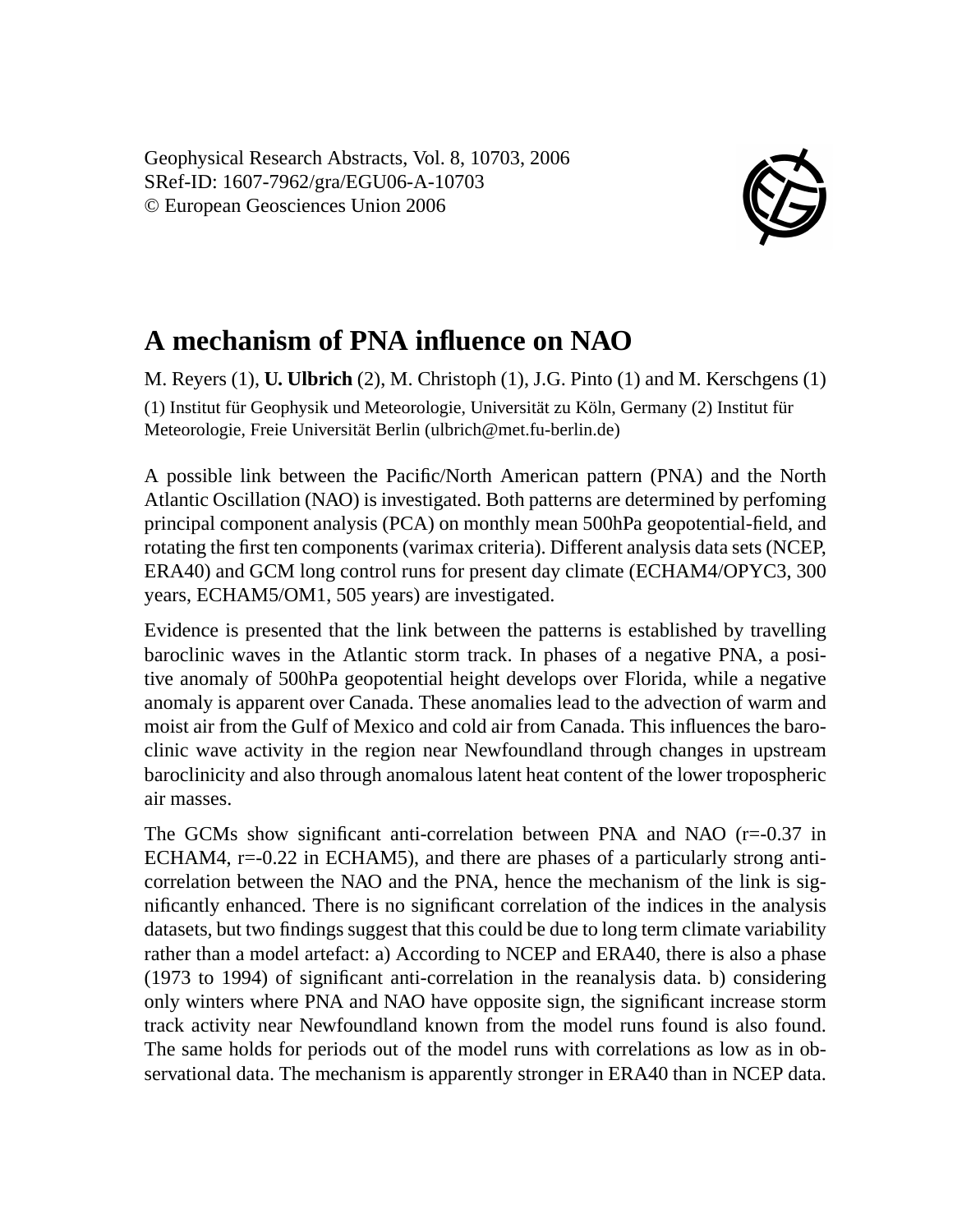Geophysical Research Abstracts, Vol. 8, 10703, 2006
SRef-ID: 1607-7962/gra/EGU06-A-10703
© European Geosciences Union 2006

# A mechanism of PNA influence on NAO

M. Reyers (1), **U. Ulbrich** (2), M. Christoph (1), J.G. Pinto (1) and M. Kerschgens (1)

(1) Institut für Geophysik und Meteorologie, Universität zu Köln, Germany (2) Institut für Meteorologie, Freie Universität Berlin (ulbrich@met.fu-berlin.de)

A possible link between the Pacific/North American pattern (PNA) and the North Atlantic Oscillation (NAO) is investigated. Both patterns are determined by perfoming principal component analysis (PCA) on monthly mean 500hPa geopotential-field, and rotating the first ten components (varimax criteria). Different analysis data sets (NCEP, ERA40) and GCM long control runs for present day climate (ECHAM4/OPYC3, 300 years, ECHAM5/OM1, 505 years) are investigated.

Evidence is presented that the link between the patterns is established by travelling baroclinic waves in the Atlantic storm track. In phases of a negative PNA, a positive anomaly of 500hPa geopotential height develops over Florida, while a negative anomaly is apparent over Canada. These anomalies lead to the advection of warm and moist air from the Gulf of Mexico and cold air from Canada. This influences the baroclinic wave activity in the region near Newfoundland through changes in upstream baroclinicity and also through anomalous latent heat content of the lower tropospheric air masses.

The GCMs show significant anti-correlation between PNA and NAO (r=-0.37 in ECHAM4, r=-0.22 in ECHAM5), and there are phases of a particularly strong anti-correlation between the NAO and the PNA, hence the mechanism of the link is significantly enhanced. There is no significant correlation of the indices in the analysis datasets, but two findings suggest that this could be due to long term climate variability rather than a model artefact: a) According to NCEP and ERA40, there is also a phase (1973 to 1994) of significant anti-correlation in the reanalysis data. b) considering only winters where PNA and NAO have opposite sign, the significant increase storm track activity near Newfoundland known from the model runs found is also found. The same holds for periods out of the model runs with correlations as low as in observational data. The mechanism is apparently stronger in ERA40 than in NCEP data.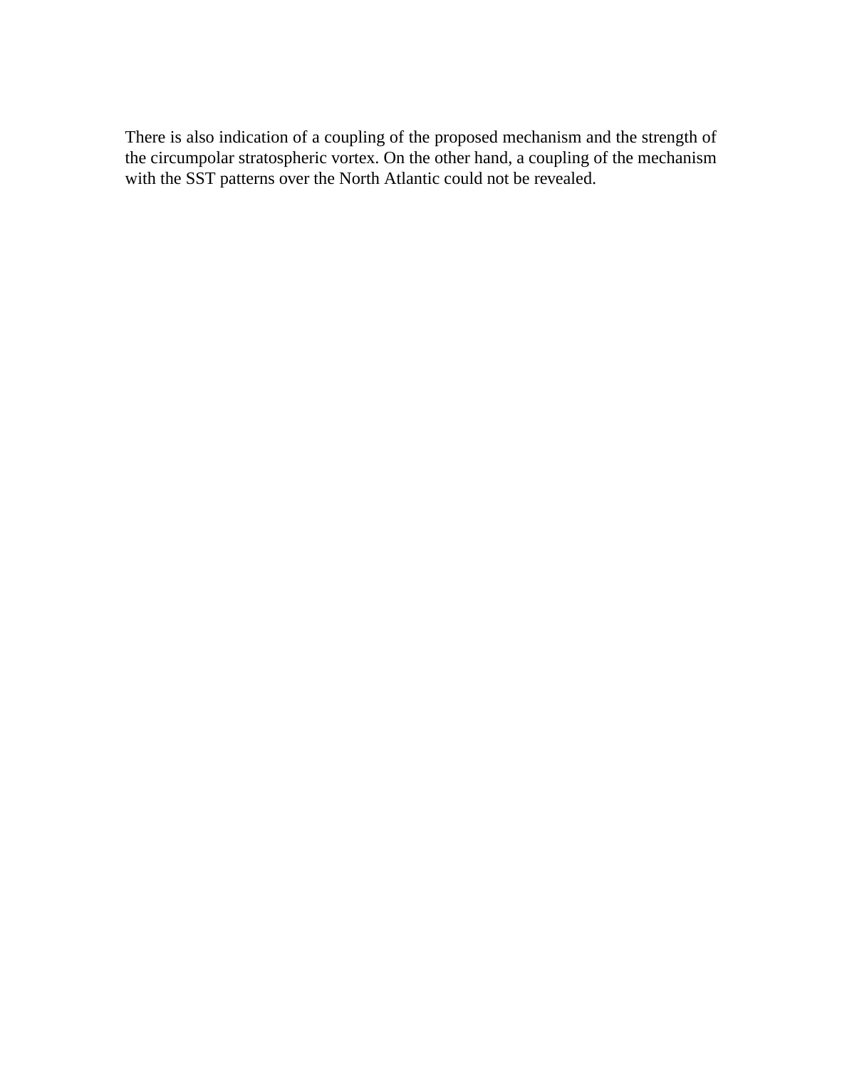There is also indication of a coupling of the proposed mechanism and the strength of the circumpolar stratospheric vortex. On the other hand, a coupling of the mechanism with the SST patterns over the North Atlantic could not be revealed.